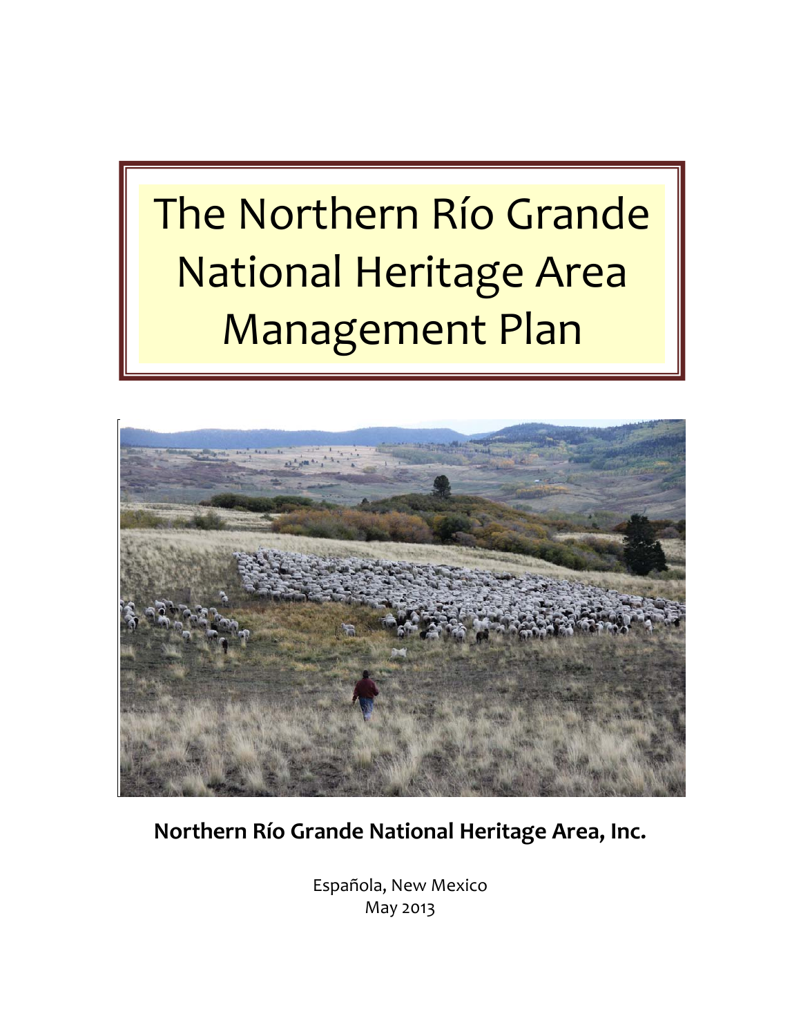# The Northern Río Grande National Heritage Area Management Plan

**Northern Río Grande National Heritage Area, Inc.**

Española, New Mexico
May 2013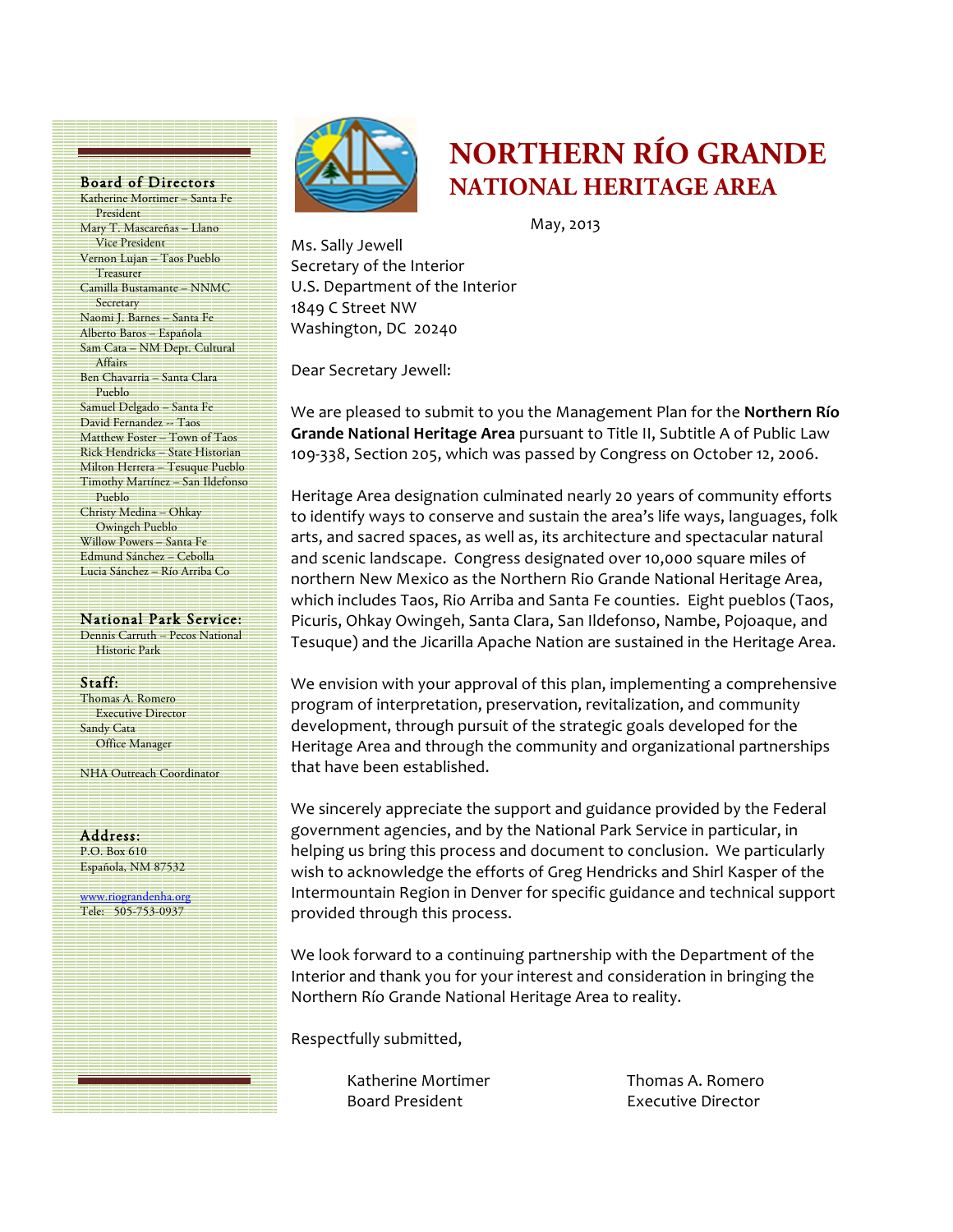# NORTHERN RÍO GRANDE
## NATIONAL HERITAGE AREA

May, 2013

Ms. Sally Jewell
Secretary of the Interior
U.S. Department of the Interior
1849 C Street NW
Washington, DC 20240

Dear Secretary Jewell:

We are pleased to submit to you the Management Plan for the **Northern Río Grande National Heritage Area** pursuant to Title II, Subtitle A of Public Law 109-338, Section 205, which was passed by Congress on October 12, 2006.

Heritage Area designation culminated nearly 20 years of community efforts to identify ways to conserve and sustain the area's life ways, languages, folk arts, and sacred spaces, as well as, its architecture and spectacular natural and scenic landscape. Congress designated over 10,000 square miles of northern New Mexico as the Northern Rio Grande National Heritage Area, which includes Taos, Rio Arriba and Santa Fe counties. Eight pueblos (Taos, Picuris, Ohkay Owingeh, Santa Clara, San Ildefonso, Nambe, Pojoaque, and Tesuque) and the Jicarilla Apache Nation are sustained in the Heritage Area.

We envision with your approval of this plan, implementing a comprehensive program of interpretation, preservation, revitalization, and community development, through pursuit of the strategic goals developed for the Heritage Area and through the community and organizational partnerships that have been established.

We sincerely appreciate the support and guidance provided by the Federal government agencies, and by the National Park Service in particular, in helping us bring this process and document to conclusion. We particularly wish to acknowledge the efforts of Greg Hendricks and Shirl Kasper of the Intermountain Region in Denver for specific guidance and technical support provided through this process.

We look forward to a continuing partnership with the Department of the Interior and thank you for your interest and consideration in bringing the Northern Río Grande National Heritage Area to reality.

Respectfully submitted,

Katherine Mortimer
Board President

Thomas A. Romero
Executive Director

---

**Board of Directors**

- Katherine Mortimer – Santa Fe, President
- Mary T. Mascareñas – Llano, Vice President
- Vernon Lujan – Taos Pueblo, Treasurer
- Camilla Bustamante – NNMC, Secretary
- Naomi J. Barnes – Santa Fe
- Alberto Baros – Española
- Sam Cata – NM Dept. Cultural Affairs
- Ben Chavarria – Santa Clara Pueblo
- Samuel Delgado – Santa Fe
- David Fernandez -- Taos
- Matthew Foster – Town of Taos
- Rick Hendricks – State Historian
- Milton Herrera – Tesuque Pueblo
- Timothy Martínez – San Ildefonso Pueblo
- Christy Medina – Ohkay Owingeh Pueblo
- Willow Powers – Santa Fe
- Edmund Sánchez – Cebolla
- Lucia Sánchez – Río Arriba Co

**National Park Service:**

Dennis Carruth – Pecos National Historic Park

**Staff:**

Thomas A. Romero, Executive Director
Sandy Cata, Office Manager

NHA Outreach Coordinator

**Address:**

P.O. Box 610
Española, NM 87532

www.riograndenha.org
Tele: 505-753-0937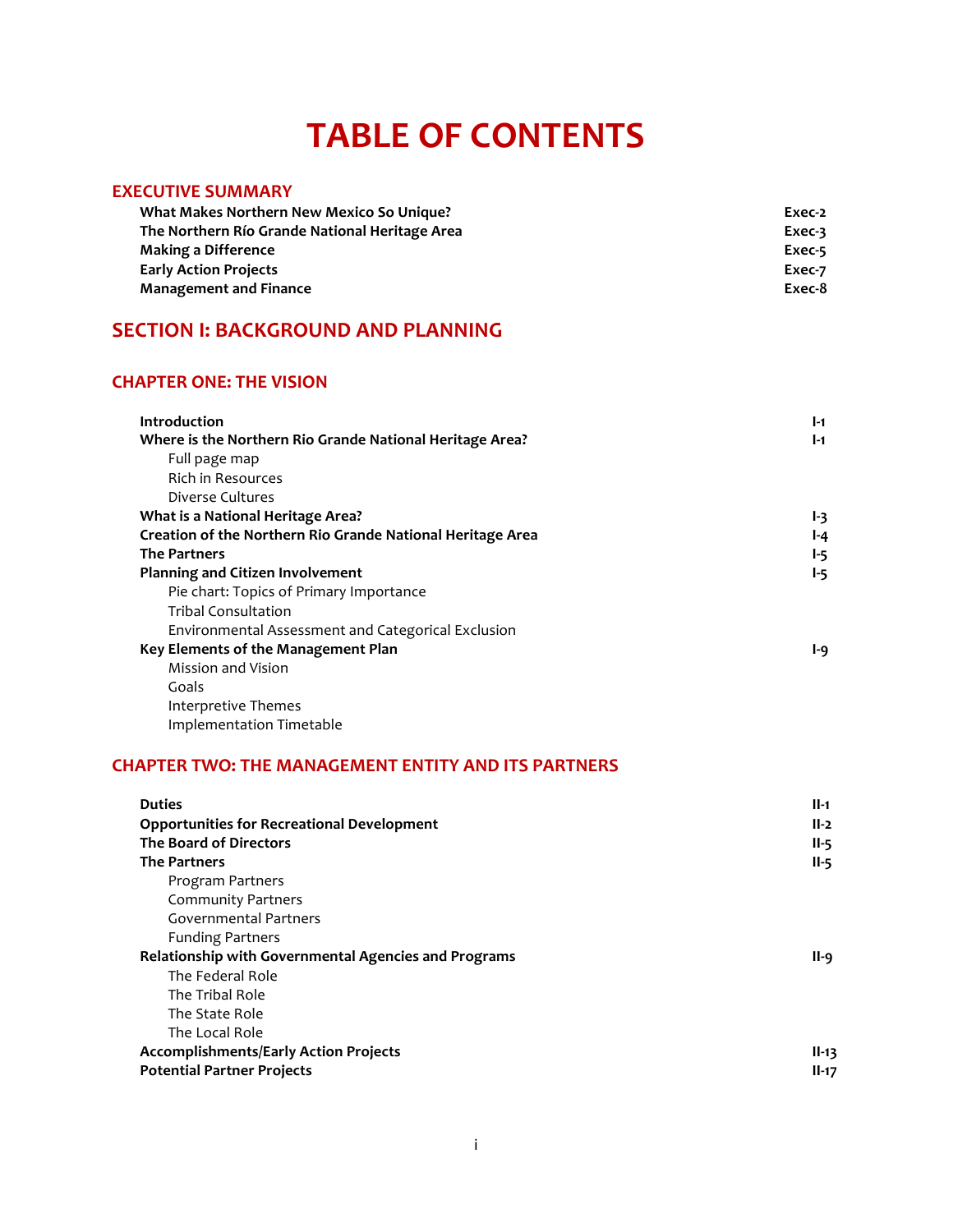# TABLE OF CONTENTS

## EXECUTIVE SUMMARY

| | |
|---|---|
| **What Makes Northern New Mexico So Unique?** | **Exec-2** |
| **The Northern Río Grande National Heritage Area** | **Exec-3** |
| **Making a Difference** | **Exec-5** |
| **Early Action Projects** | **Exec-7** |
| **Management and Finance** | **Exec-8** |

## SECTION I: BACKGROUND AND PLANNING

### CHAPTER ONE: THE VISION

| | |
|---|---|
| **Introduction** | **I-1** |
| **Where is the Northern Rio Grande National Heritage Area?** | **I-1** |
| Full page map | |
| Rich in Resources | |
| Diverse Cultures | |
| **What is a National Heritage Area?** | **I-3** |
| **Creation of the Northern Rio Grande National Heritage Area** | **I-4** |
| **The Partners** | **I-5** |
| **Planning and Citizen Involvement** | **I-5** |
| Pie chart: Topics of Primary Importance | |
| Tribal Consultation | |
| Environmental Assessment and Categorical Exclusion | |
| **Key Elements of the Management Plan** | **I-9** |
| Mission and Vision | |
| Goals | |
| Interpretive Themes | |
| Implementation Timetable | |

### CHAPTER TWO: THE MANAGEMENT ENTITY AND ITS PARTNERS

| | |
|---|---|
| **Duties** | **II-1** |
| **Opportunities for Recreational Development** | **II-2** |
| **The Board of Directors** | **II-5** |
| **The Partners** | **II-5** |
| Program Partners | |
| Community Partners | |
| Governmental Partners | |
| Funding Partners | |
| **Relationship with Governmental Agencies and Programs** | **II-9** |
| The Federal Role | |
| The Tribal Role | |
| The State Role | |
| The Local Role | |
| **Accomplishments/Early Action Projects** | **II-13** |
| **Potential Partner Projects** | **II-17** |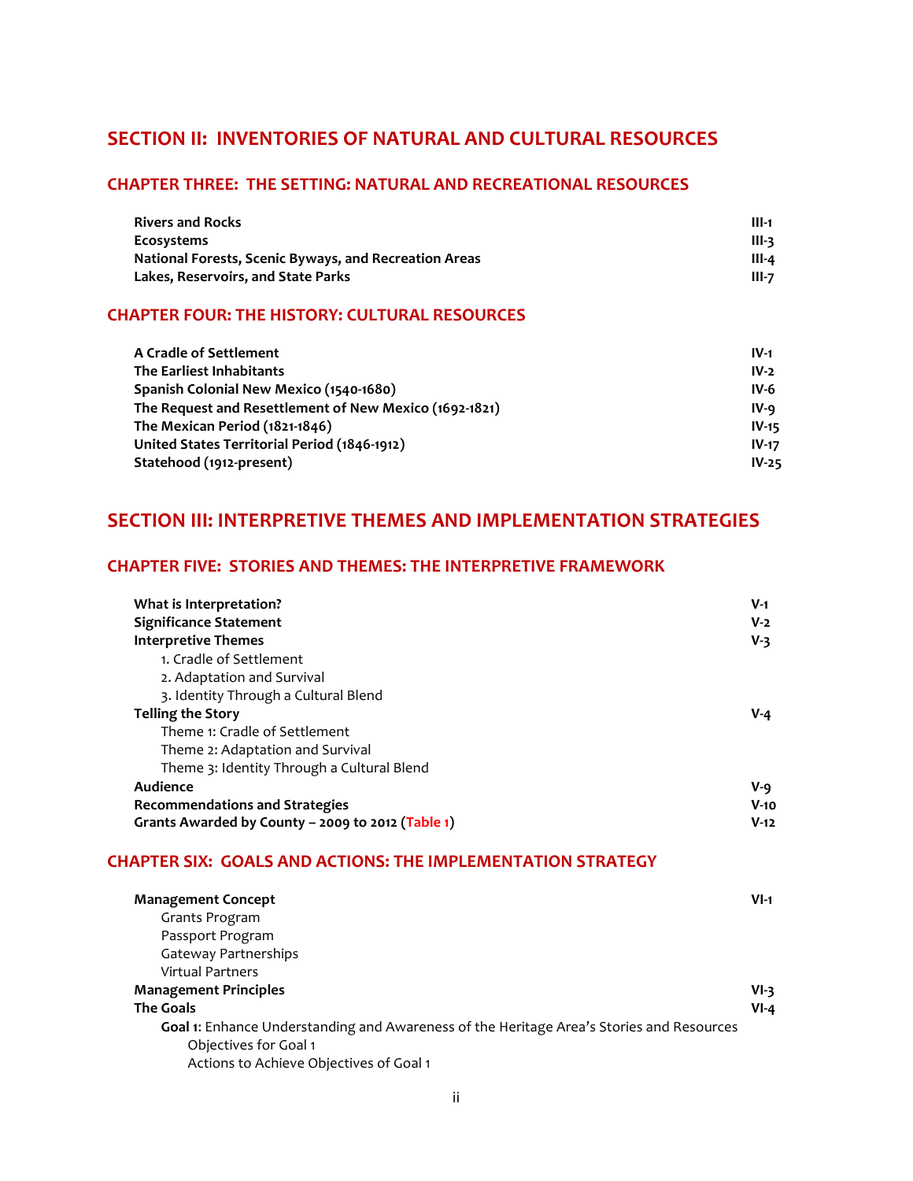## SECTION II: INVENTORIES OF NATURAL AND CULTURAL RESOURCES

### CHAPTER THREE: THE SETTING: NATURAL AND RECREATIONAL RESOURCES

| | |
|---|---|
| **Rivers and Rocks** | **III-1** |
| **Ecosystems** | **III-3** |
| **National Forests, Scenic Byways, and Recreation Areas** | **III-4** |
| **Lakes, Reservoirs, and State Parks** | **III-7** |

### CHAPTER FOUR: THE HISTORY: CULTURAL RESOURCES

| | |
|---|---|
| **A Cradle of Settlement** | **IV-1** |
| **The Earliest Inhabitants** | **IV-2** |
| **Spanish Colonial New Mexico (1540-1680)** | **IV-6** |
| **The Request and Resettlement of New Mexico (1692-1821)** | **IV-9** |
| **The Mexican Period (1821-1846)** | **IV-15** |
| **United States Territorial Period (1846-1912)** | **IV-17** |
| **Statehood (1912-present)** | **IV-25** |

## SECTION III: INTERPRETIVE THEMES AND IMPLEMENTATION STRATEGIES

### CHAPTER FIVE: STORIES AND THEMES: THE INTERPRETIVE FRAMEWORK

| | |
|---|---|
| **What is Interpretation?** | **V-1** |
| **Significance Statement** | **V-2** |
| **Interpretive Themes** | **V-3** |
| 1. Cradle of Settlement | |
| 2. Adaptation and Survival | |
| 3. Identity Through a Cultural Blend | |
| **Telling the Story** | **V-4** |
| Theme 1: Cradle of Settlement | |
| Theme 2: Adaptation and Survival | |
| Theme 3: Identity Through a Cultural Blend | |
| **Audience** | **V-9** |
| **Recommendations and Strategies** | **V-10** |
| **Grants Awarded by County – 2009 to 2012 (Table 1)** | **V-12** |

### CHAPTER SIX: GOALS AND ACTIONS: THE IMPLEMENTATION STRATEGY

| | |
|---|---|
| **Management Concept** | **VI-1** |
| Grants Program | |
| Passport Program | |
| Gateway Partnerships | |
| Virtual Partners | |
| **Management Principles** | **VI-3** |
| **The Goals** | **VI-4** |
| **Goal 1**: Enhance Understanding and Awareness of the Heritage Area's Stories and Resources | |
| Objectives for Goal 1 | |
| Actions to Achieve Objectives of Goal 1 | |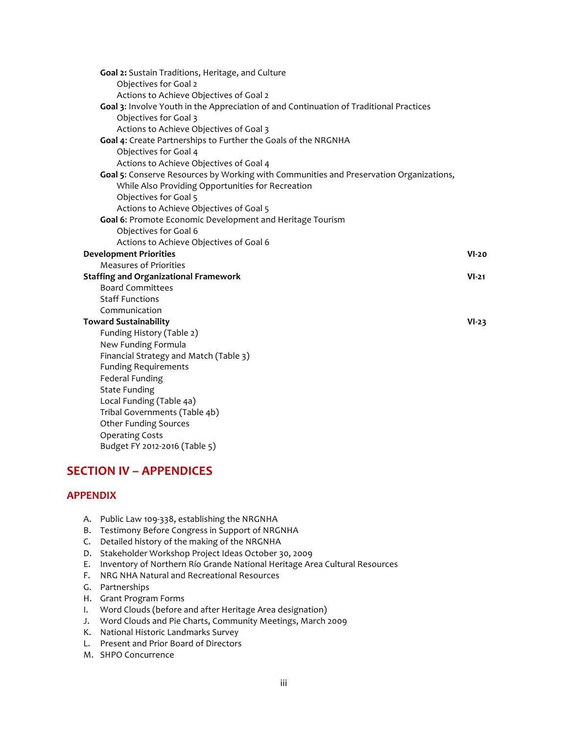**Goal 2:** Sustain Traditions, Heritage, and Culture
  Objectives for Goal 2
  Actions to Achieve Objectives of Goal 2
**Goal 3**: Involve Youth in the Appreciation of and Continuation of Traditional Practices
  Objectives for Goal 3
  Actions to Achieve Objectives of Goal 3
**Goal 4**: Create Partnerships to Further the Goals of the NRGNHA
  Objectives for Goal 4
  Actions to Achieve Objectives of Goal 4
**Goal 5**: Conserve Resources by Working with Communities and Preservation Organizations, While Also Providing Opportunities for Recreation
  Objectives for Goal 5
  Actions to Achieve Objectives of Goal 5
**Goal 6**: Promote Economic Development and Heritage Tourism
  Objectives for Goal 6
  Actions to Achieve Objectives of Goal 6

**Development Priorities** **VI-20**
  Measures of Priorities

**Staffing and Organizational Framework** **VI-21**
  Board Committees
  Staff Functions
  Communication

**Toward Sustainability** **VI-23**
  Funding History (Table 2)
  New Funding Formula
  Financial Strategy and Match (Table 3)
  Funding Requirements
  Federal Funding
  State Funding
  Local Funding (Table 4a)
  Tribal Governments (Table 4b)
  Other Funding Sources
  Operating Costs
  Budget FY 2012-2016 (Table 5)

## SECTION IV – APPENDICES

### APPENDIX

A. Public Law 109-338, establishing the NRGNHA
B. Testimony Before Congress in Support of NRGNHA
C. Detailed history of the making of the NRGNHA
D. Stakeholder Workshop Project Ideas October 30, 2009
E. Inventory of Northern Río Grande National Heritage Area Cultural Resources
F. NRG NHA Natural and Recreational Resources
G. Partnerships
H. Grant Program Forms
I. Word Clouds (before and after Heritage Area designation)
J. Word Clouds and Pie Charts, Community Meetings, March 2009
K. National Historic Landmarks Survey
L. Present and Prior Board of Directors
M. SHPO Concurrence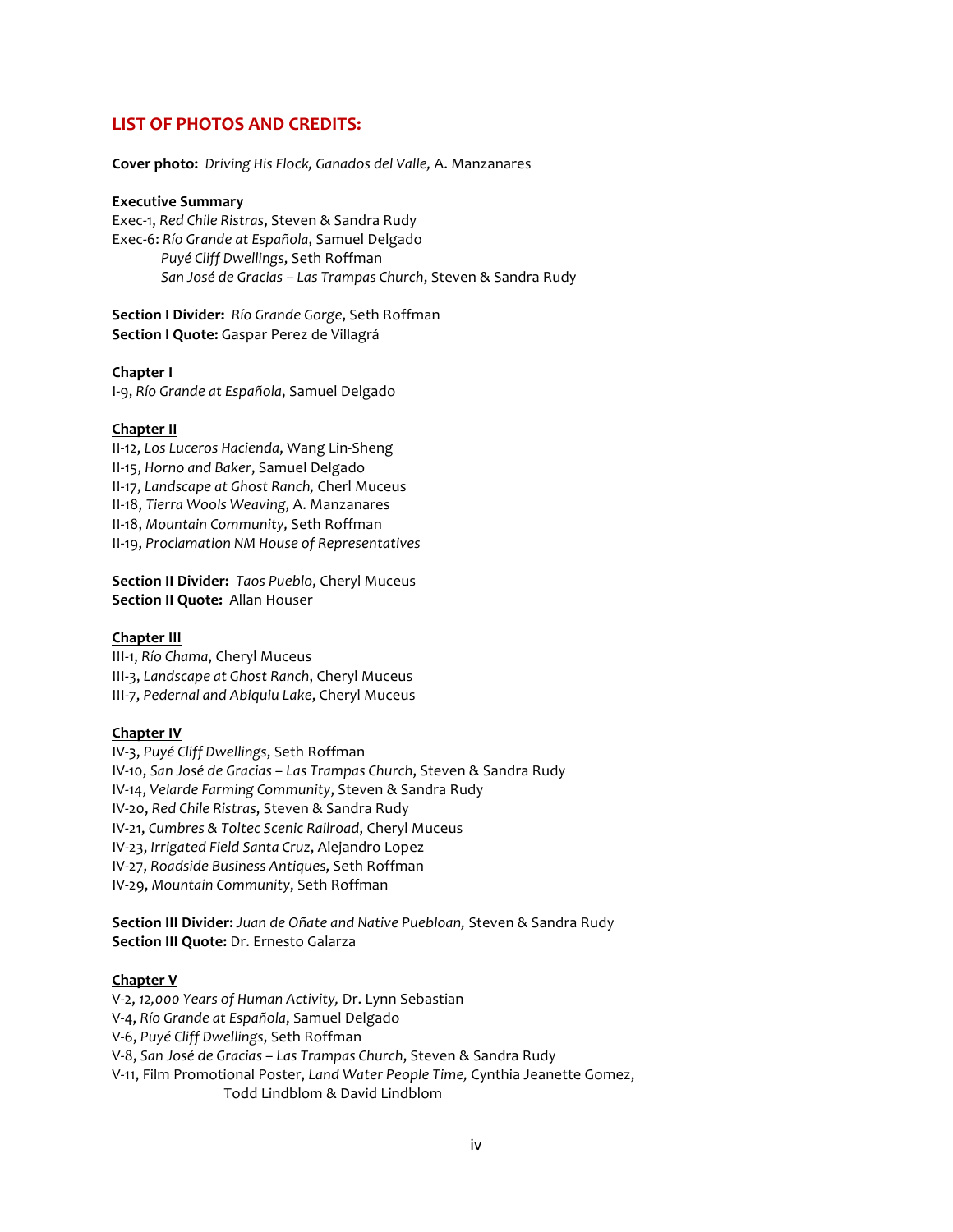## LIST OF PHOTOS AND CREDITS:

**Cover photo:** *Driving His Flock, Ganados del Valle,* A. Manzanares

**Executive Summary**

Exec-1, *Red Chile Ristras*, Steven & Sandra Rudy
Exec-6: *Río Grande at Española*, Samuel Delgado
*Puyé Cliff Dwellings*, Seth Roffman
*San José de Gracias – Las Trampas Church*, Steven & Sandra Rudy

**Section I Divider:** *Río Grande Gorge*, Seth Roffman
**Section I Quote:** Gaspar Perez de Villagrá

**Chapter I**

I-9, *Río Grande at Española*, Samuel Delgado

**Chapter II**

II-12, *Los Luceros Hacienda*, Wang Lin-Sheng
II-15, *Horno and Baker*, Samuel Delgado
II-17, *Landscape at Ghost Ranch,* Cherl Muceus
II-18, *Tierra Wools Weaving*, A. Manzanares
II-18, *Mountain Community*, Seth Roffman
II-19, *Proclamation NM House of Representatives*

**Section II Divider:** *Taos Pueblo*, Cheryl Muceus
**Section II Quote:** Allan Houser

**Chapter III**

III-1, *Río Chama*, Cheryl Muceus
III-3, *Landscape at Ghost Ranch*, Cheryl Muceus
III-7, *Pedernal and Abiquiu Lake*, Cheryl Muceus

**Chapter IV**

IV-3, *Puyé Cliff Dwellings*, Seth Roffman
IV-10, *San José de Gracias – Las Trampas Church*, Steven & Sandra Rudy
IV-14, *Velarde Farming Community*, Steven & Sandra Rudy
IV-20, *Red Chile Ristras*, Steven & Sandra Rudy
IV-21, *Cumbres & Toltec Scenic Railroad*, Cheryl Muceus
IV-23, *Irrigated Field Santa Cruz*, Alejandro Lopez
IV-27, *Roadside Business Antiques*, Seth Roffman
IV-29, *Mountain Community*, Seth Roffman

**Section III Divider:** *Juan de Oñate and Native Puebloan,* Steven & Sandra Rudy
**Section III Quote:** Dr. Ernesto Galarza

**Chapter V**

V-2, *12,000 Years of Human Activity,* Dr. Lynn Sebastian
V-4, *Río Grande at Española*, Samuel Delgado
V-6, *Puyé Cliff Dwellings*, Seth Roffman
V-8, *San José de Gracias – Las Trampas Church*, Steven & Sandra Rudy
V-11, Film Promotional Poster, *Land Water People Time,* Cynthia Jeanette Gomez, Todd Lindblom & David Lindblom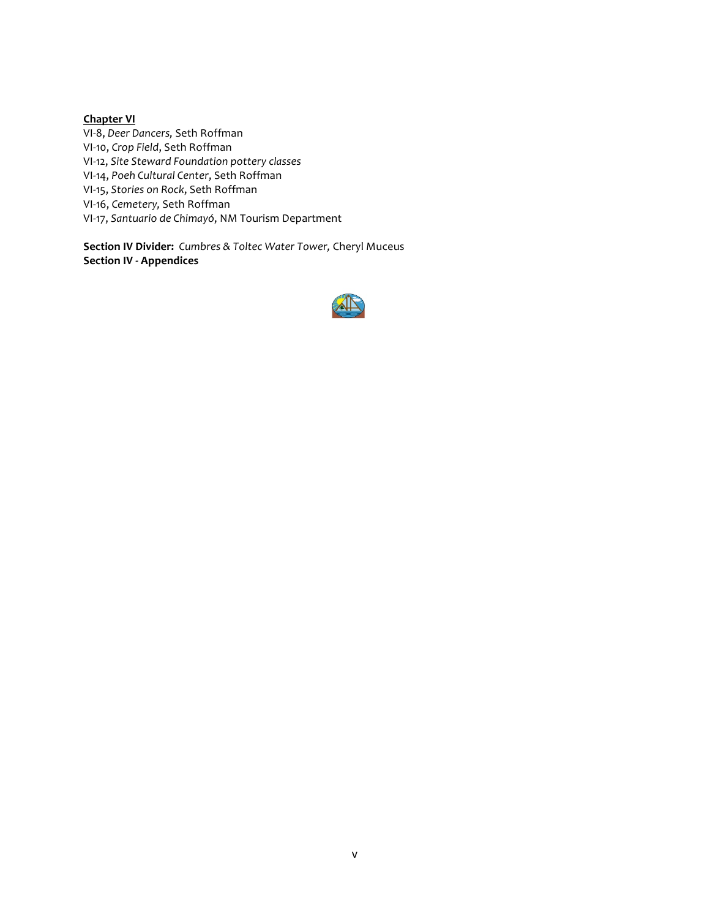**<u>Chapter VI</u>**
VI-8, *Deer Dancers,* Seth Roffman
VI-10, *Crop Field*, Seth Roffman
VI-12, *Site Steward Foundation pottery classes*
VI-14, *Poeh Cultural Center*, Seth Roffman
VI-15, *Stories on Rock*, Seth Roffman
VI-16, *Cemetery,* Seth Roffman
VI-17, *Santuario de Chimayó*, NM Tourism Department

**Section IV Divider:** *Cumbres & Toltec Water Tower,* Cheryl Muceus
**Section IV - Appendices**